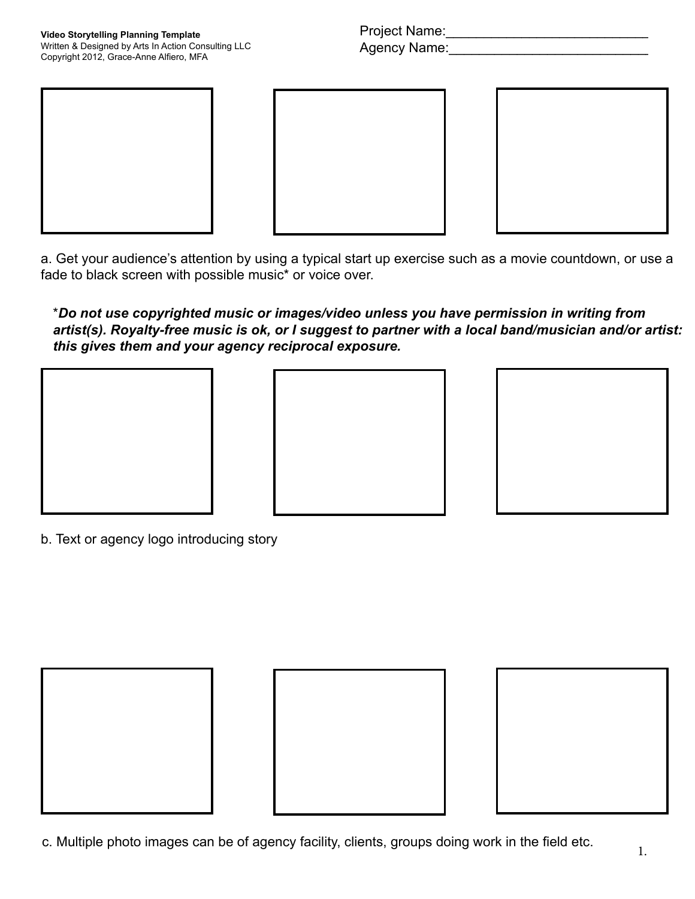**Video Storytelling Planning Template**
Written & Designed by Arts In Action Consulting LLC
Copyright 2012, Grace-Anne Alfiero, MFA

Project Name:___________________________
Agency Name:___________________________

a. Get your audience's attention by using a typical start up exercise such as a movie countdown, or use a fade to black screen with possible music* or voice over.

*_**Do not use copyrighted music or images/video unless you have permission in writing from artist(s). Royalty-free music is ok, or I suggest to partner with a local band/musician and/or artist: this gives them and your agency reciprocal exposure.**_

b. Text or agency logo introducing story

c. Multiple photo images can be of agency facility, clients, groups doing work in the field etc.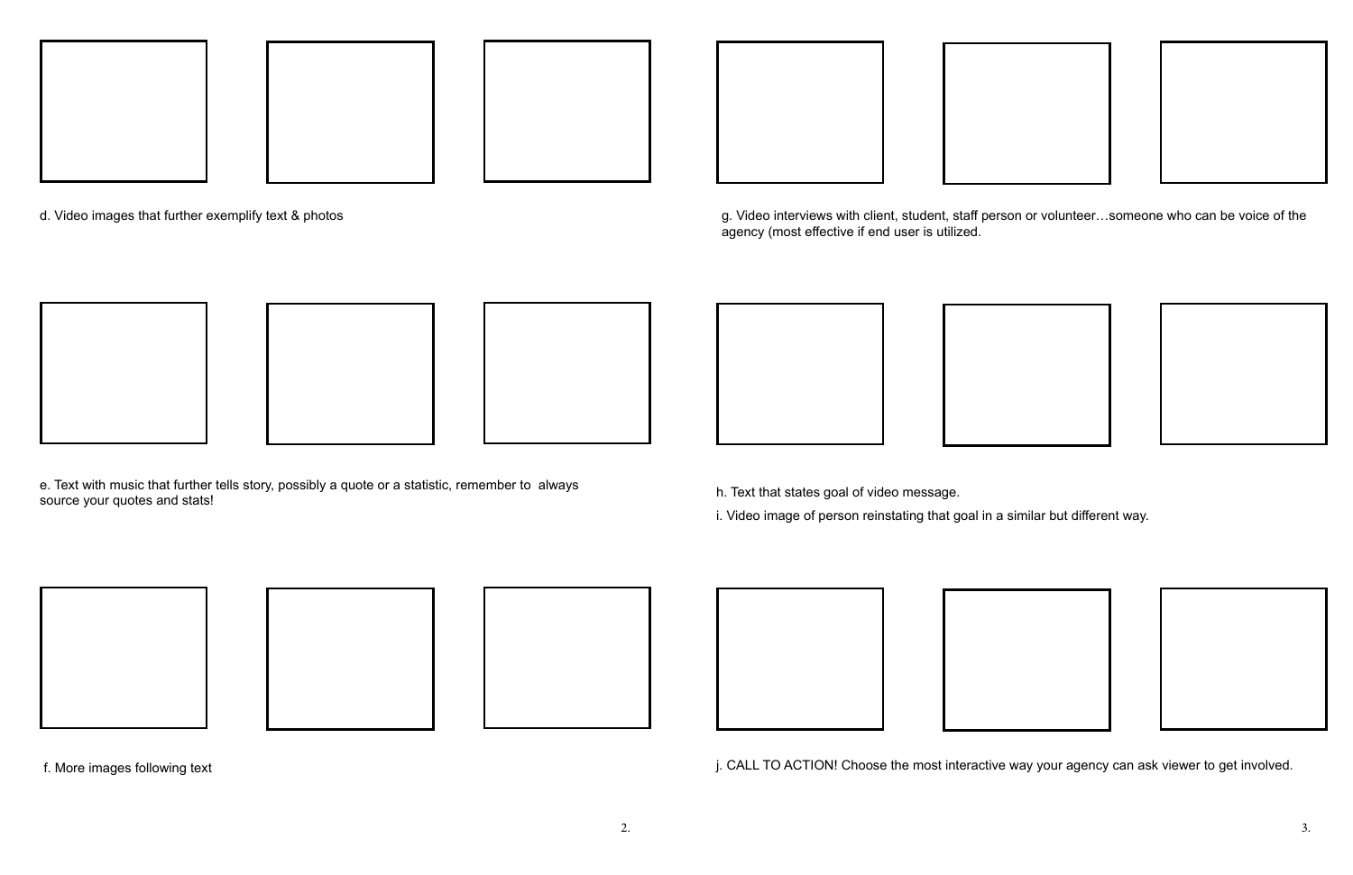d. Video images that further exemplify text & photos

e. Text with music that further tells story, possibly a quote or a statistic, remember to  always source your quotes and stats!

f. More images following text

g. Video interviews with client, student, staff person or volunteer…someone who can be voice of the agency (most effective if end user is utilized.

h. Text that states goal of video message.

i. Video image of person reinstating that goal in a similar but different way.

j. CALL TO ACTION! Choose the most interactive way your agency can ask viewer to get involved.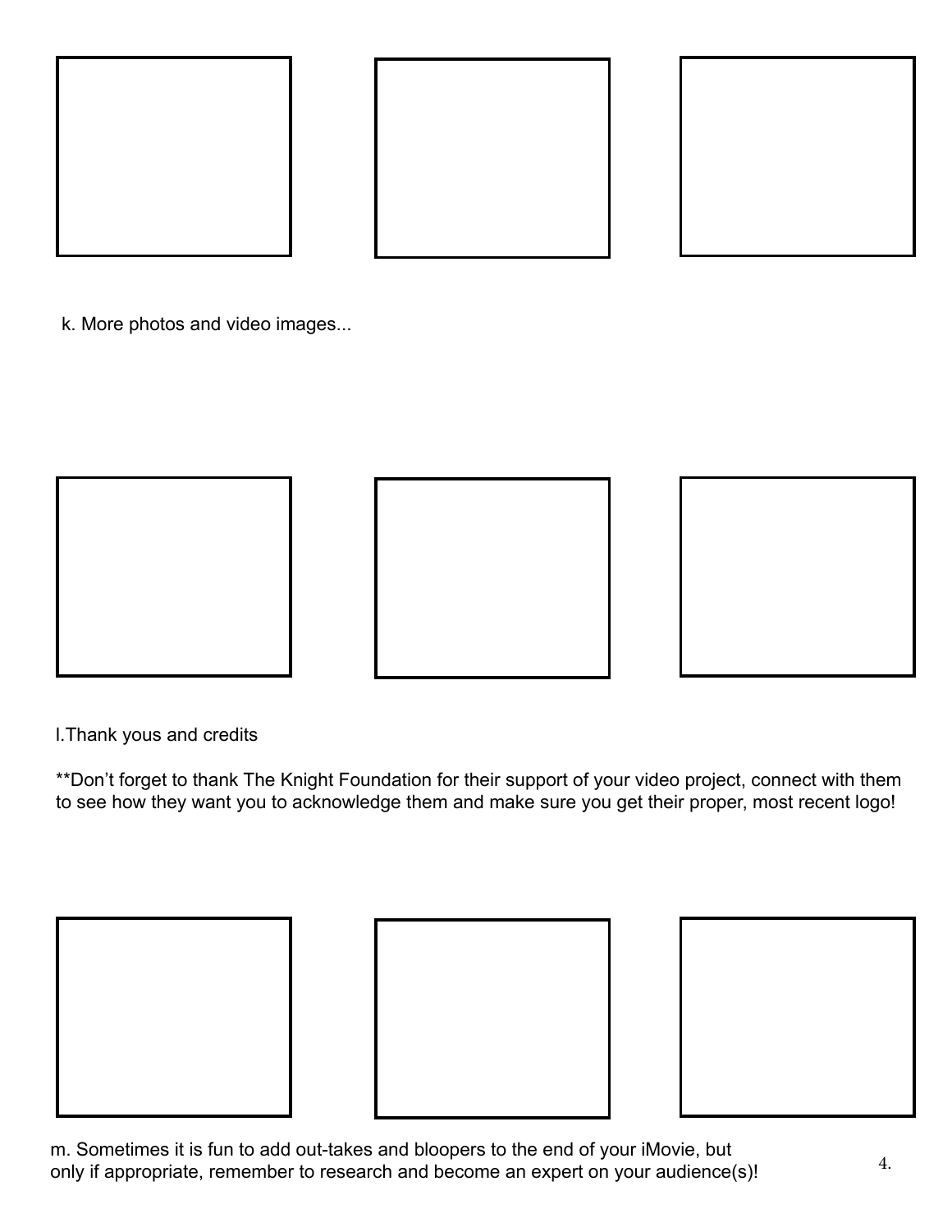k. More photos and video images...

l.Thank yous and credits

**Don’t forget to thank The Knight Foundation for their support of your video project, connect with them to see how they want you to acknowledge them and make sure you get their proper, most recent logo!

m. Sometimes it is fun to add out-takes and bloopers to the end of your iMovie, but only if appropriate, remember to research and become an expert on your audience(s)!